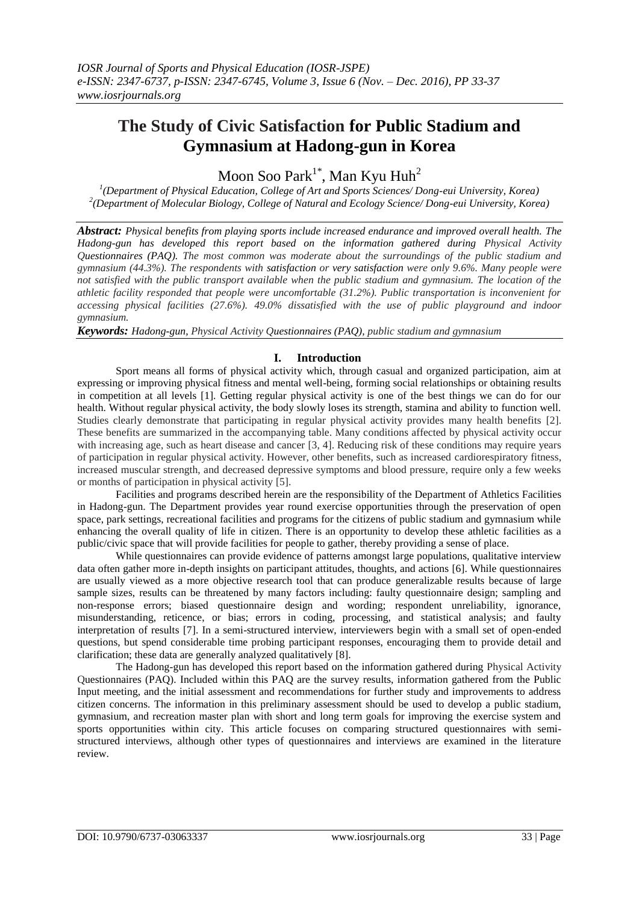# The Study of Civic Satisfaction for Public Stadium and Gymnasium at Hadong-gun in Korea

Moon Soo Park[1*], Man Kyu Huh[2]

[1](Department of Physical Education, College of Art and Sports Sciences/ Dong-eui University, Korea)
[2](Department of Molecular Biology, College of Natural and Ecology Science/ Dong-eui University, Korea)

***Abstract:*** *Physical benefits from playing sports include increased endurance and improved overall health. The Hadong-gun has developed this report based on the information gathered during Physical Activity Questionnaires (PAQ). The most common was moderate about the surroundings of the public stadium and gymnasium (44.3%). The respondents with satisfaction or very satisfaction were only 9.6%. Many people were not satisfied with the public transport available when the public stadium and gymnasium. The location of the athletic facility responded that people were uncomfortable (31.2%). Public transportation is inconvenient for accessing physical facilities (27.6%). 49.0% dissatisfied with the use of public playground and indoor gymnasium.*

***Keywords:*** *Hadong-gun, Physical Activity Questionnaires (PAQ), public stadium and gymnasium*

## I. Introduction

Sport means all forms of physical activity which, through casual and organized participation, aim at expressing or improving physical fitness and mental well-being, forming social relationships or obtaining results in competition at all levels [1]. Getting regular physical activity is one of the best things we can do for our health. Without regular physical activity, the body slowly loses its strength, stamina and ability to function well. Studies clearly demonstrate that participating in regular physical activity provides many health benefits [2]. These benefits are summarized in the accompanying table. Many conditions affected by physical activity occur with increasing age, such as heart disease and cancer [3, 4]. Reducing risk of these conditions may require years of participation in regular physical activity. However, other benefits, such as increased cardiorespiratory fitness, increased muscular strength, and decreased depressive symptoms and blood pressure, require only a few weeks or months of participation in physical activity [5].

Facilities and programs described herein are the responsibility of the Department of Athletics Facilities in Hadong-gun. The Department provides year round exercise opportunities through the preservation of open space, park settings, recreational facilities and programs for the citizens of public stadium and gymnasium while enhancing the overall quality of life in citizen. There is an opportunity to develop these athletic facilities as a public/civic space that will provide facilities for people to gather, thereby providing a sense of place.

While questionnaires can provide evidence of patterns amongst large populations, qualitative interview data often gather more in-depth insights on participant attitudes, thoughts, and actions [6]. While questionnaires are usually viewed as a more objective research tool that can produce generalizable results because of large sample sizes, results can be threatened by many factors including: faulty questionnaire design; sampling and non-response errors; biased questionnaire design and wording; respondent unreliability, ignorance, misunderstanding, reticence, or bias; errors in coding, processing, and statistical analysis; and faulty interpretation of results [7]. In a semi-structured interview, interviewers begin with a small set of open-ended questions, but spend considerable time probing participant responses, encouraging them to provide detail and clarification; these data are generally analyzed qualitatively [8].

The Hadong-gun has developed this report based on the information gathered during Physical Activity Questionnaires (PAQ). Included within this PAQ are the survey results, information gathered from the Public Input meeting, and the initial assessment and recommendations for further study and improvements to address citizen concerns. The information in this preliminary assessment should be used to develop a public stadium, gymnasium, and recreation master plan with short and long term goals for improving the exercise system and sports opportunities within city. This article focuses on comparing structured questionnaires with semi-structured interviews, although other types of questionnaires and interviews are examined in the literature review.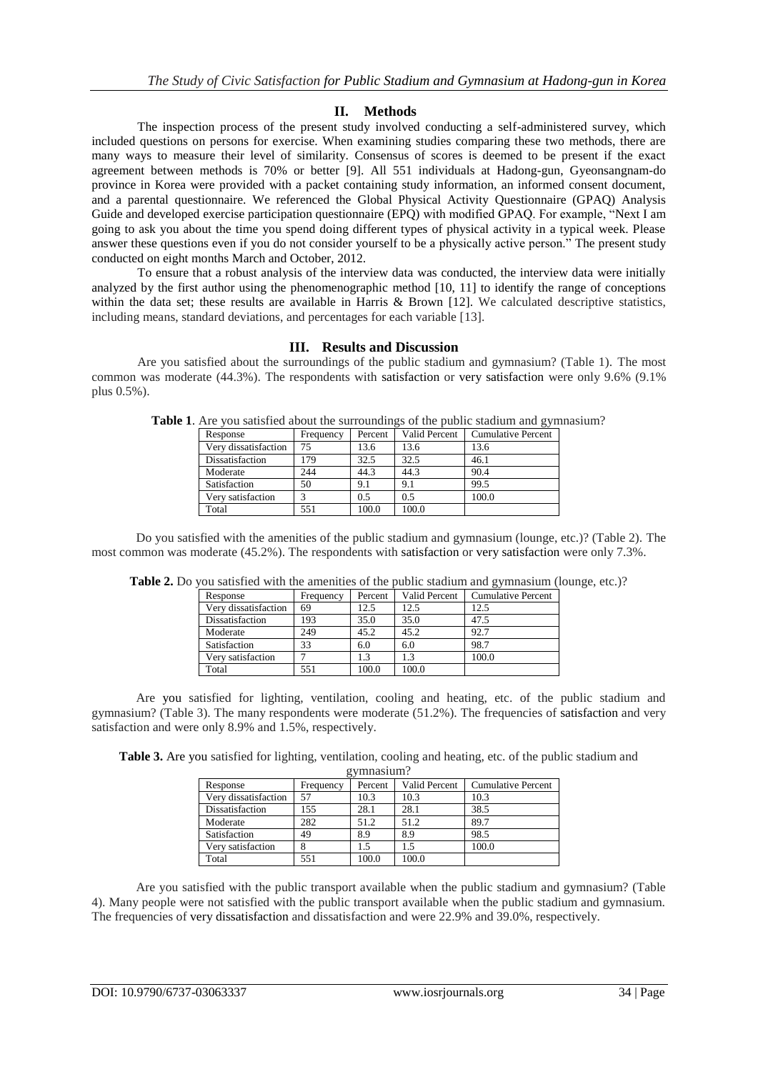## II. Methods

The inspection process of the present study involved conducting a self-administered survey, which included questions on persons for exercise. When examining studies comparing these two methods, there are many ways to measure their level of similarity. Consensus of scores is deemed to be present if the exact agreement between methods is 70% or better [9]. All 551 individuals at Hadong-gun, Gyeonsangnam-do province in Korea were provided with a packet containing study information, an informed consent document, and a parental questionnaire. We referenced the Global Physical Activity Questionnaire (GPAQ) Analysis Guide and developed exercise participation questionnaire (EPQ) with modified GPAQ. For example, "Next I am going to ask you about the time you spend doing different types of physical activity in a typical week. Please answer these questions even if you do not consider yourself to be a physically active person." The present study conducted on eight months March and October, 2012.

To ensure that a robust analysis of the interview data was conducted, the interview data were initially analyzed by the first author using the phenomenographic method [10, 11] to identify the range of conceptions within the data set; these results are available in Harris & Brown [12]. We calculated descriptive statistics, including means, standard deviations, and percentages for each variable [13].

## III. Results and Discussion

Are you satisfied about the surroundings of the public stadium and gymnasium? (Table 1). The most common was moderate (44.3%). The respondents with satisfaction or very satisfaction were only 9.6% (9.1% plus 0.5%).

**Table 1**. Are you satisfied about the surroundings of the public stadium and gymnasium?

| Response | Frequency | Percent | Valid Percent | Cumulative Percent |
|---|---|---|---|---|
| Very dissatisfaction | 75 | 13.6 | 13.6 | 13.6 |
| Dissatisfaction | 179 | 32.5 | 32.5 | 46.1 |
| Moderate | 244 | 44.3 | 44.3 | 90.4 |
| Satisfaction | 50 | 9.1 | 9.1 | 99.5 |
| Very satisfaction | 3 | 0.5 | 0.5 | 100.0 |
| Total | 551 | 100.0 | 100.0 | |

Do you satisfied with the amenities of the public stadium and gymnasium (lounge, etc.)? (Table 2). The most common was moderate (45.2%). The respondents with satisfaction or very satisfaction were only 7.3%.

**Table 2.** Do you satisfied with the amenities of the public stadium and gymnasium (lounge, etc.)?

| Response | Frequency | Percent | Valid Percent | Cumulative Percent |
|---|---|---|---|---|
| Very dissatisfaction | 69 | 12.5 | 12.5 | 12.5 |
| Dissatisfaction | 193 | 35.0 | 35.0 | 47.5 |
| Moderate | 249 | 45.2 | 45.2 | 92.7 |
| Satisfaction | 33 | 6.0 | 6.0 | 98.7 |
| Very satisfaction | 7 | 1.3 | 1.3 | 100.0 |
| Total | 551 | 100.0 | 100.0 | |

Are you satisfied for lighting, ventilation, cooling and heating, etc. of the public stadium and gymnasium? (Table 3). The many respondents were moderate (51.2%). The frequencies of satisfaction and very satisfaction and were only 8.9% and 1.5%, respectively.

**Table 3.** Are you satisfied for lighting, ventilation, cooling and heating, etc. of the public stadium and gymnasium?

| Response | Frequency | Percent | Valid Percent | Cumulative Percent |
|---|---|---|---|---|
| Very dissatisfaction | 57 | 10.3 | 10.3 | 10.3 |
| Dissatisfaction | 155 | 28.1 | 28.1 | 38.5 |
| Moderate | 282 | 51.2 | 51.2 | 89.7 |
| Satisfaction | 49 | 8.9 | 8.9 | 98.5 |
| Very satisfaction | 8 | 1.5 | 1.5 | 100.0 |
| Total | 551 | 100.0 | 100.0 | |

Are you satisfied with the public transport available when the public stadium and gymnasium? (Table 4). Many people were not satisfied with the public transport available when the public stadium and gymnasium. The frequencies of very dissatisfaction and dissatisfaction and were 22.9% and 39.0%, respectively.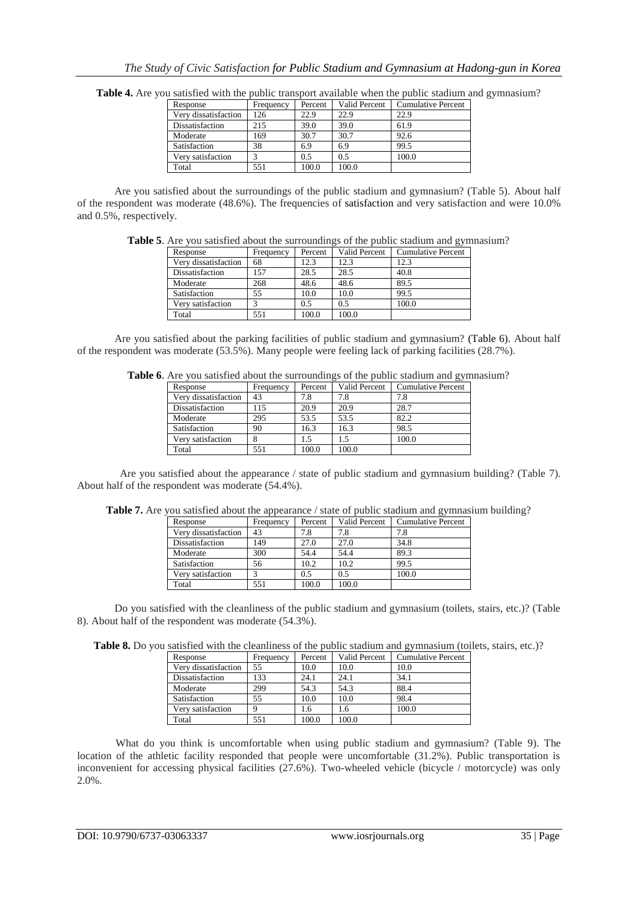**Table 4.** Are you satisfied with the public transport available when the public stadium and gymnasium?

| Response | Frequency | Percent | Valid Percent | Cumulative Percent |
|---|---|---|---|---|
| Very dissatisfaction | 126 | 22.9 | 22.9 | 22.9 |
| Dissatisfaction | 215 | 39.0 | 39.0 | 61.9 |
| Moderate | 169 | 30.7 | 30.7 | 92.6 |
| Satisfaction | 38 | 6.9 | 6.9 | 99.5 |
| Very satisfaction | 3 | 0.5 | 0.5 | 100.0 |
| Total | 551 | 100.0 | 100.0 | |

Are you satisfied about the surroundings of the public stadium and gymnasium? (Table 5). About half of the respondent was moderate (48.6%). The frequencies of satisfaction and very satisfaction and were 10.0% and 0.5%, respectively.

**Table 5**. Are you satisfied about the surroundings of the public stadium and gymnasium?

| Response | Frequency | Percent | Valid Percent | Cumulative Percent |
|---|---|---|---|---|
| Very dissatisfaction | 68 | 12.3 | 12.3 | 12.3 |
| Dissatisfaction | 157 | 28.5 | 28.5 | 40.8 |
| Moderate | 268 | 48.6 | 48.6 | 89.5 |
| Satisfaction | 55 | 10.0 | 10.0 | 99.5 |
| Very satisfaction | 3 | 0.5 | 0.5 | 100.0 |
| Total | 551 | 100.0 | 100.0 | |

Are you satisfied about the parking facilities of public stadium and gymnasium? (Table 6). About half of the respondent was moderate (53.5%). Many people were feeling lack of parking facilities (28.7%).

**Table 6**. Are you satisfied about the surroundings of the public stadium and gymnasium?

| Response | Frequency | Percent | Valid Percent | Cumulative Percent |
|---|---|---|---|---|
| Very dissatisfaction | 43 | 7.8 | 7.8 | 7.8 |
| Dissatisfaction | 115 | 20.9 | 20.9 | 28.7 |
| Moderate | 295 | 53.5 | 53.5 | 82.2 |
| Satisfaction | 90 | 16.3 | 16.3 | 98.5 |
| Very satisfaction | 8 | 1.5 | 1.5 | 100.0 |
| Total | 551 | 100.0 | 100.0 | |

Are you satisfied about the appearance / state of public stadium and gymnasium building? (Table 7). About half of the respondent was moderate (54.4%).

**Table 7.** Are you satisfied about the appearance / state of public stadium and gymnasium building?

| Response | Frequency | Percent | Valid Percent | Cumulative Percent |
|---|---|---|---|---|
| Very dissatisfaction | 43 | 7.8 | 7.8 | 7.8 |
| Dissatisfaction | 149 | 27.0 | 27.0 | 34.8 |
| Moderate | 300 | 54.4 | 54.4 | 89.3 |
| Satisfaction | 56 | 10.2 | 10.2 | 99.5 |
| Very satisfaction | 3 | 0.5 | 0.5 | 100.0 |
| Total | 551 | 100.0 | 100.0 | |

Do you satisfied with the cleanliness of the public stadium and gymnasium (toilets, stairs, etc.)? (Table 8). About half of the respondent was moderate (54.3%).

**Table 8.** Do you satisfied with the cleanliness of the public stadium and gymnasium (toilets, stairs, etc.)?

| Response | Frequency | Percent | Valid Percent | Cumulative Percent |
|---|---|---|---|---|
| Very dissatisfaction | 55 | 10.0 | 10.0 | 10.0 |
| Dissatisfaction | 133 | 24.1 | 24.1 | 34.1 |
| Moderate | 299 | 54.3 | 54.3 | 88.4 |
| Satisfaction | 55 | 10.0 | 10.0 | 98.4 |
| Very satisfaction | 9 | 1.6 | 1.6 | 100.0 |
| Total | 551 | 100.0 | 100.0 | |

What do you think is uncomfortable when using public stadium and gymnasium? (Table 9). The location of the athletic facility responded that people were uncomfortable (31.2%). Public transportation is inconvenient for accessing physical facilities (27.6%). Two-wheeled vehicle (bicycle / motorcycle) was only 2.0%.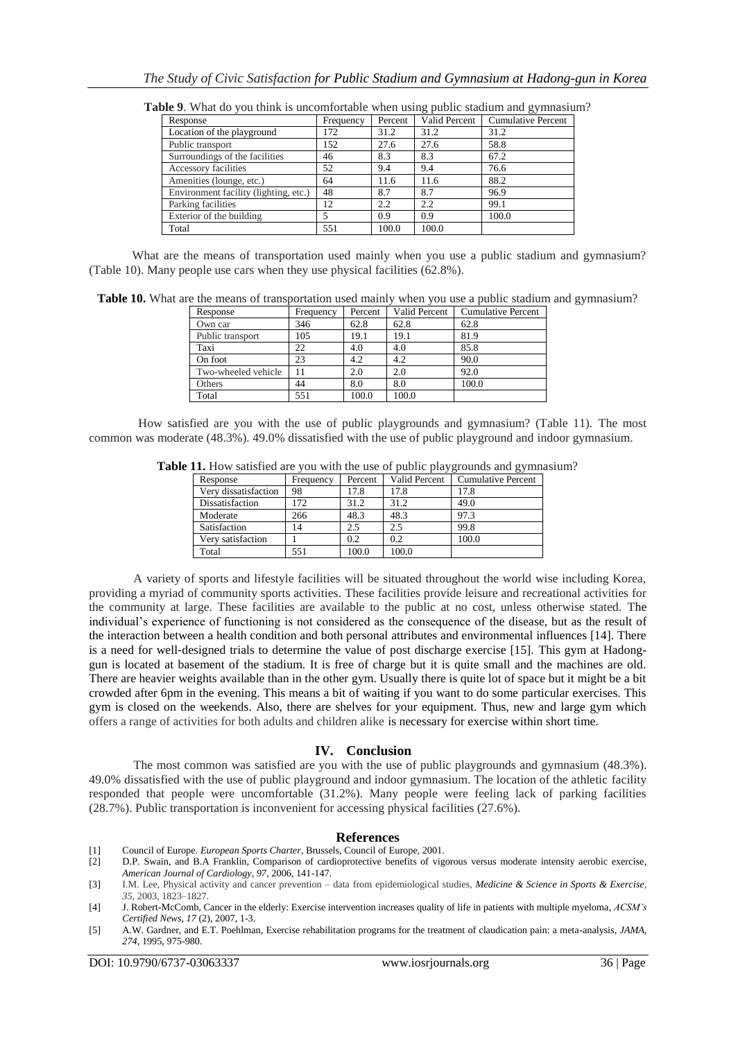**Table 9**. What do you think is uncomfortable when using public stadium and gymnasium?

| Response | Frequency | Percent | Valid Percent | Cumulative Percent |
|---|---|---|---|---|
| Location of the playground | 172 | 31.2 | 31.2 | 31.2 |
| Public transport | 152 | 27.6 | 27.6 | 58.8 |
| Surroundings of the facilities | 46 | 8.3 | 8.3 | 67.2 |
| Accessory facilities | 52 | 9.4 | 9.4 | 76.6 |
| Amenities (lounge, etc.) | 64 | 11.6 | 11.6 | 88.2 |
| Environment facility (lighting, etc.) | 48 | 8.7 | 8.7 | 96.9 |
| Parking facilities | 12 | 2.2 | 2.2 | 99.1 |
| Exterior of the building | 5 | 0.9 | 0.9 | 100.0 |
| Total | 551 | 100.0 | 100.0 | |

What are the means of transportation used mainly when you use a public stadium and gymnasium? (Table 10). Many people use cars when they use physical facilities (62.8%).

**Table 10.** What are the means of transportation used mainly when you use a public stadium and gymnasium?

| Response | Frequency | Percent | Valid Percent | Cumulative Percent |
|---|---|---|---|---|
| Own car | 346 | 62.8 | 62.8 | 62.8 |
| Public transport | 105 | 19.1 | 19.1 | 81.9 |
| Taxi | 22 | 4.0 | 4.0 | 85.8 |
| On foot | 23 | 4.2 | 4.2 | 90.0 |
| Two-wheeled vehicle | 11 | 2.0 | 2.0 | 92.0 |
| Others | 44 | 8.0 | 8.0 | 100.0 |
| Total | 551 | 100.0 | 100.0 | |

How satisfied are you with the use of public playgrounds and gymnasium? (Table 11). The most common was moderate (48.3%). 49.0% dissatisfied with the use of public playground and indoor gymnasium.

**Table 11.** How satisfied are you with the use of public playgrounds and gymnasium?

| Response | Frequency | Percent | Valid Percent | Cumulative Percent |
|---|---|---|---|---|
| Very dissatisfaction | 98 | 17.8 | 17.8 | 17.8 |
| Dissatisfaction | 172 | 31.2 | 31.2 | 49.0 |
| Moderate | 266 | 48.3 | 48.3 | 97.3 |
| Satisfaction | 14 | 2.5 | 2.5 | 99.8 |
| Very satisfaction | 1 | 0.2 | 0.2 | 100.0 |
| Total | 551 | 100.0 | 100.0 | |

A variety of sports and lifestyle facilities will be situated throughout the world wise including Korea, providing a myriad of community sports activities. These facilities provide leisure and recreational activities for the community at large. These facilities are available to the public at no cost, unless otherwise stated. The individual's experience of functioning is not considered as the consequence of the disease, but as the result of the interaction between a health condition and both personal attributes and environmental influences [14]. There is a need for well-designed trials to determine the value of post discharge exercise [15]. This gym at Hadong-gun is located at basement of the stadium. It is free of charge but it is quite small and the machines are old. There are heavier weights available than in the other gym. Usually there is quite lot of space but it might be a bit crowded after 6pm in the evening. This means a bit of waiting if you want to do some particular exercises. This gym is closed on the weekends. Also, there are shelves for your equipment. Thus, new and large gym which offers a range of activities for both adults and children alike is necessary for exercise within short time.

## IV. Conclusion

The most common was satisfied are you with the use of public playgrounds and gymnasium (48.3%). 49.0% dissatisfied with the use of public playground and indoor gymnasium. The location of the athletic facility responded that people were uncomfortable (31.2%). Many people were feeling lack of parking facilities (28.7%). Public transportation is inconvenient for accessing physical facilities (27.6%).

## References

[1] Council of Europe. *European Sports Charter*, Brussels, Council of Europe, 2001.

[2] D.P. Swain, and B.A Franklin, Comparison of cardioprotective benefits of vigorous versus moderate intensity aerobic exercise, *American Journal of Cardiology, 97*, 2006, 141-147.

[3] I.M. Lee, Physical activity and cancer prevention – data from epidemiological studies, *Medicine & Science in Sports & Exercise, 35*, 2003, 1823–1827.

[4] J. Robert-McComb, Cancer in the elderly: Exercise intervention increases quality of life in patients with multiple myeloma, *ACSM's Certified News, 17* (2), 2007, 1-3.

[5] A.W. Gardner, and E.T. Poehlman, Exercise rehabilitation programs for the treatment of claudication pain: a meta-analysis, *JAMA, 274*, 1995, 975-980.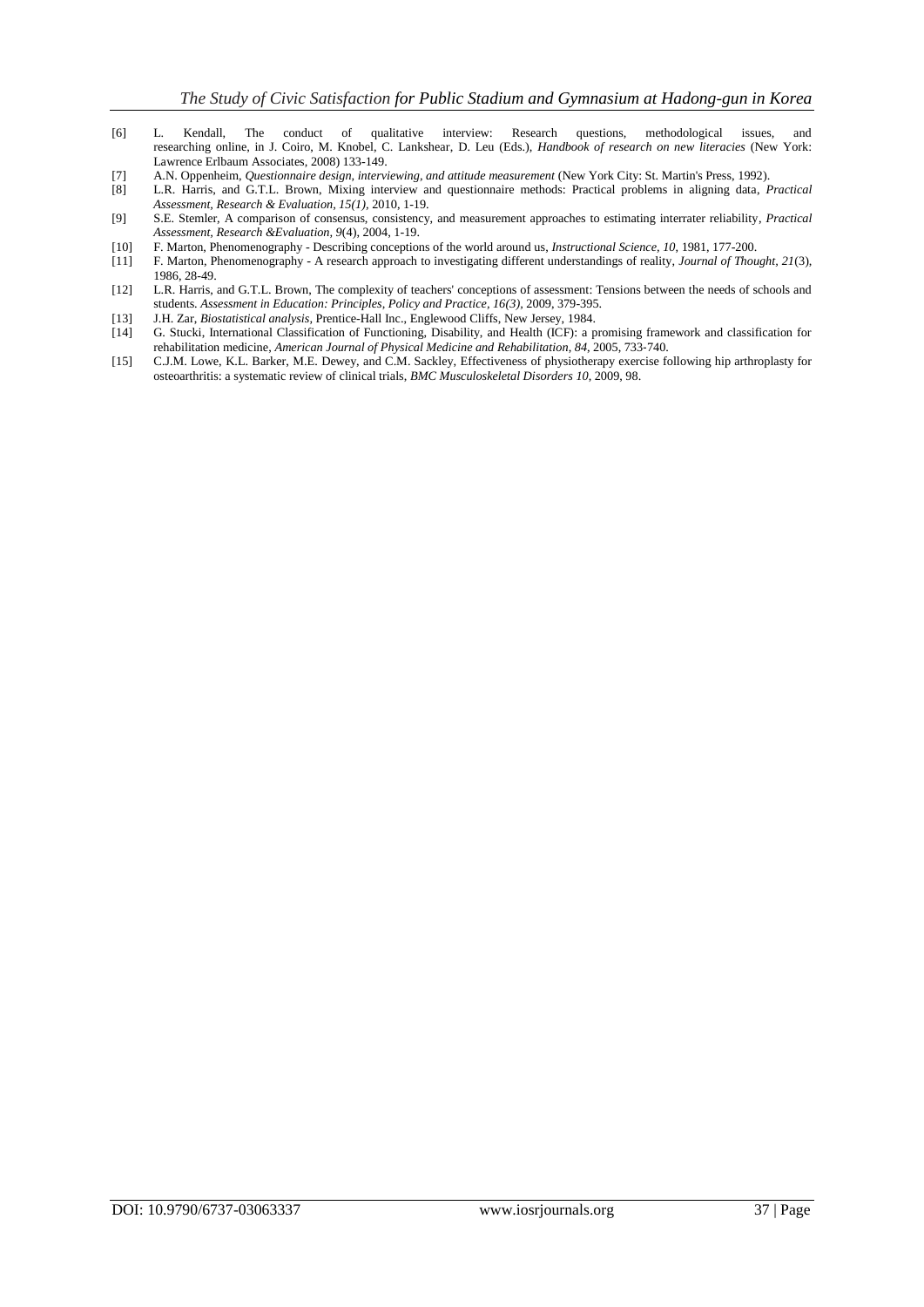[6] L. Kendall, The conduct of qualitative interview: Research questions, methodological issues, and researching online, in J. Coiro, M. Knobel, C. Lankshear, D. Leu (Eds.), *Handbook of research on new literacies* (New York: Lawrence Erlbaum Associates, 2008) 133-149.

[7] A.N. Oppenheim, *Questionnaire design, interviewing, and attitude measurement* (New York City: St. Martin's Press, 1992).

[8] L.R. Harris, and G.T.L. Brown, Mixing interview and questionnaire methods: Practical problems in aligning data, *Practical Assessment, Research & Evaluation, 15(1)*, 2010, 1-19.

[9] S.E. Stemler, A comparison of consensus, consistency, and measurement approaches to estimating interrater reliability, *Practical Assessment, Research &Evaluation, 9*(4), 2004, 1-19.

[10] F. Marton, Phenomenography - Describing conceptions of the world around us, *Instructional Science, 10*, 1981, 177-200.

[11] F. Marton, Phenomenography - A research approach to investigating different understandings of reality, *Journal of Thought, 21*(3), 1986, 28-49.

[12] L.R. Harris, and G.T.L. Brown, The complexity of teachers' conceptions of assessment: Tensions between the needs of schools and students. *Assessment in Education: Principles, Policy and Practice, 16(3)*, 2009, 379-395.

[13] J.H. Zar, *Biostatistical analysis*, Prentice-Hall Inc., Englewood Cliffs, New Jersey, 1984.

[14] G. Stucki, International Classification of Functioning, Disability, and Health (ICF): a promising framework and classification for rehabilitation medicine, *American Journal of Physical Medicine and Rehabilitation, 84*, 2005, 733-740.

[15] C.J.M. Lowe, K.L. Barker, M.E. Dewey, and C.M. Sackley, Effectiveness of physiotherapy exercise following hip arthroplasty for osteoarthritis: a systematic review of clinical trials, *BMC Musculoskeletal Disorders 10*, 2009, 98.